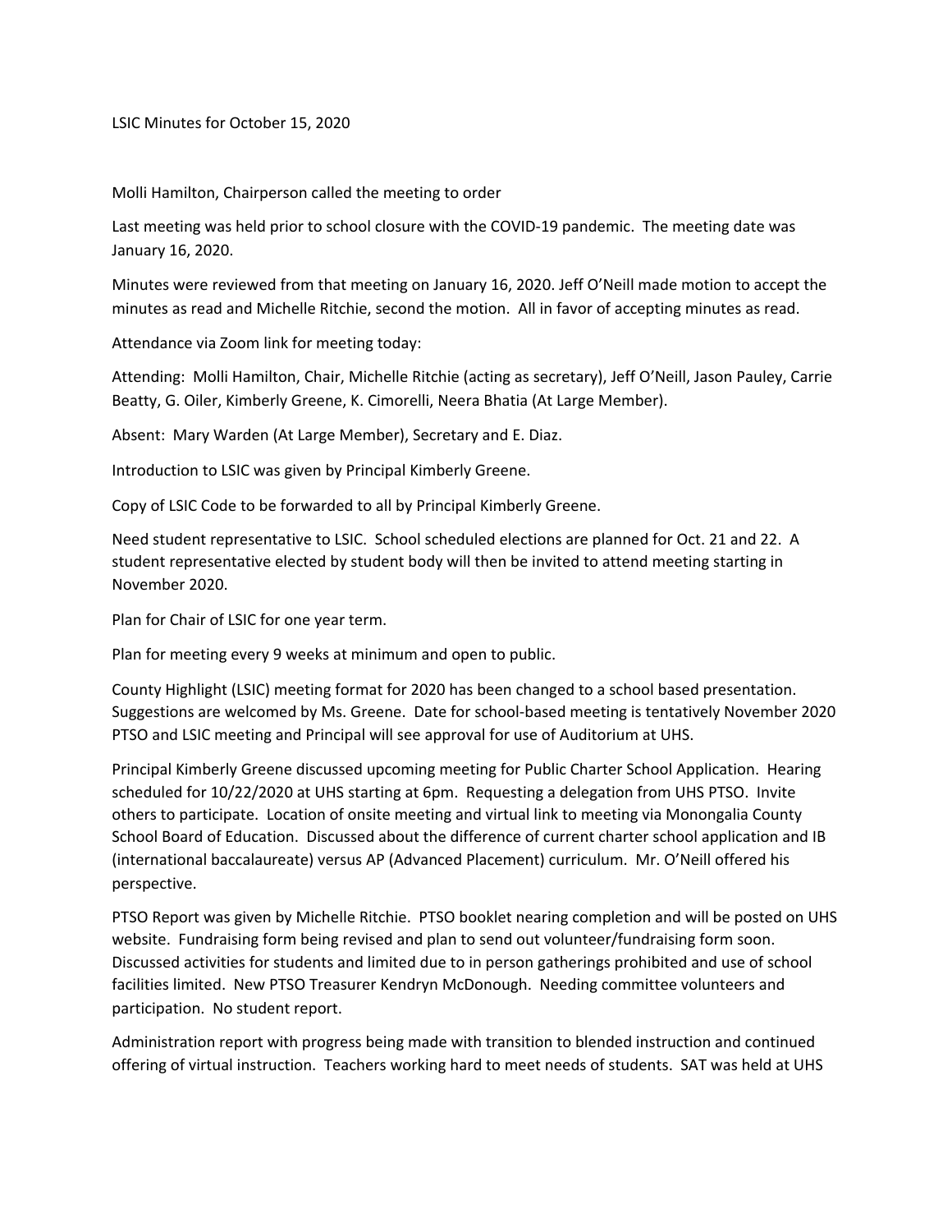LSIC Minutes for October 15, 2020

Molli Hamilton, Chairperson called the meeting to order

Last meeting was held prior to school closure with the COVID-19 pandemic. The meeting date was January 16, 2020.

Minutes were reviewed from that meeting on January 16, 2020. Jeff O'Neill made motion to accept the minutes as read and Michelle Ritchie, second the motion. All in favor of accepting minutes as read.

Attendance via Zoom link for meeting today:

Attending: Molli Hamilton, Chair, Michelle Ritchie (acting as secretary), Jeff O'Neill, Jason Pauley, Carrie Beatty, G. Oiler, Kimberly Greene, K. Cimorelli, Neera Bhatia (At Large Member).

Absent: Mary Warden (At Large Member), Secretary and E. Diaz.

Introduction to LSIC was given by Principal Kimberly Greene.

Copy of LSIC Code to be forwarded to all by Principal Kimberly Greene.

Need student representative to LSIC. School scheduled elections are planned for Oct. 21 and 22. A student representative elected by student body will then be invited to attend meeting starting in November 2020.

Plan for Chair of LSIC for one year term.

Plan for meeting every 9 weeks at minimum and open to public.

County Highlight (LSIC) meeting format for 2020 has been changed to a school based presentation. Suggestions are welcomed by Ms. Greene. Date for school-based meeting is tentatively November 2020 PTSO and LSIC meeting and Principal will see approval for use of Auditorium at UHS.

Principal Kimberly Greene discussed upcoming meeting for Public Charter School Application. Hearing scheduled for 10/22/2020 at UHS starting at 6pm. Requesting a delegation from UHS PTSO. Invite others to participate. Location of onsite meeting and virtual link to meeting via Monongalia County School Board of Education. Discussed about the difference of current charter school application and IB (international baccalaureate) versus AP (Advanced Placement) curriculum. Mr. O'Neill offered his perspective.

PTSO Report was given by Michelle Ritchie. PTSO booklet nearing completion and will be posted on UHS website. Fundraising form being revised and plan to send out volunteer/fundraising form soon. Discussed activities for students and limited due to in person gatherings prohibited and use of school facilities limited. New PTSO Treasurer Kendryn McDonough. Needing committee volunteers and participation. No student report.

Administration report with progress being made with transition to blended instruction and continued offering of virtual instruction. Teachers working hard to meet needs of students. SAT was held at UHS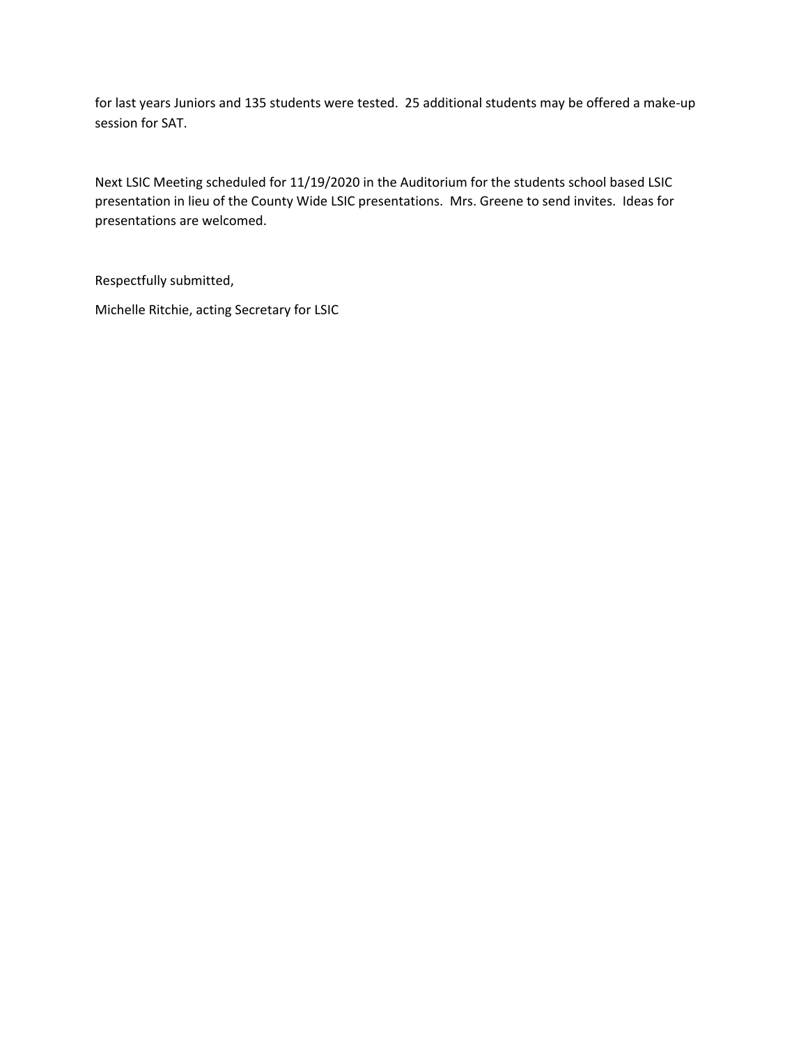for last years Juniors and 135 students were tested. 25 additional students may be offered a make-up session for SAT.

Next LSIC Meeting scheduled for 11/19/2020 in the Auditorium for the students school based LSIC presentation in lieu of the County Wide LSIC presentations. Mrs. Greene to send invites. Ideas for presentations are welcomed.

Respectfully submitted,

Michelle Ritchie, acting Secretary for LSIC